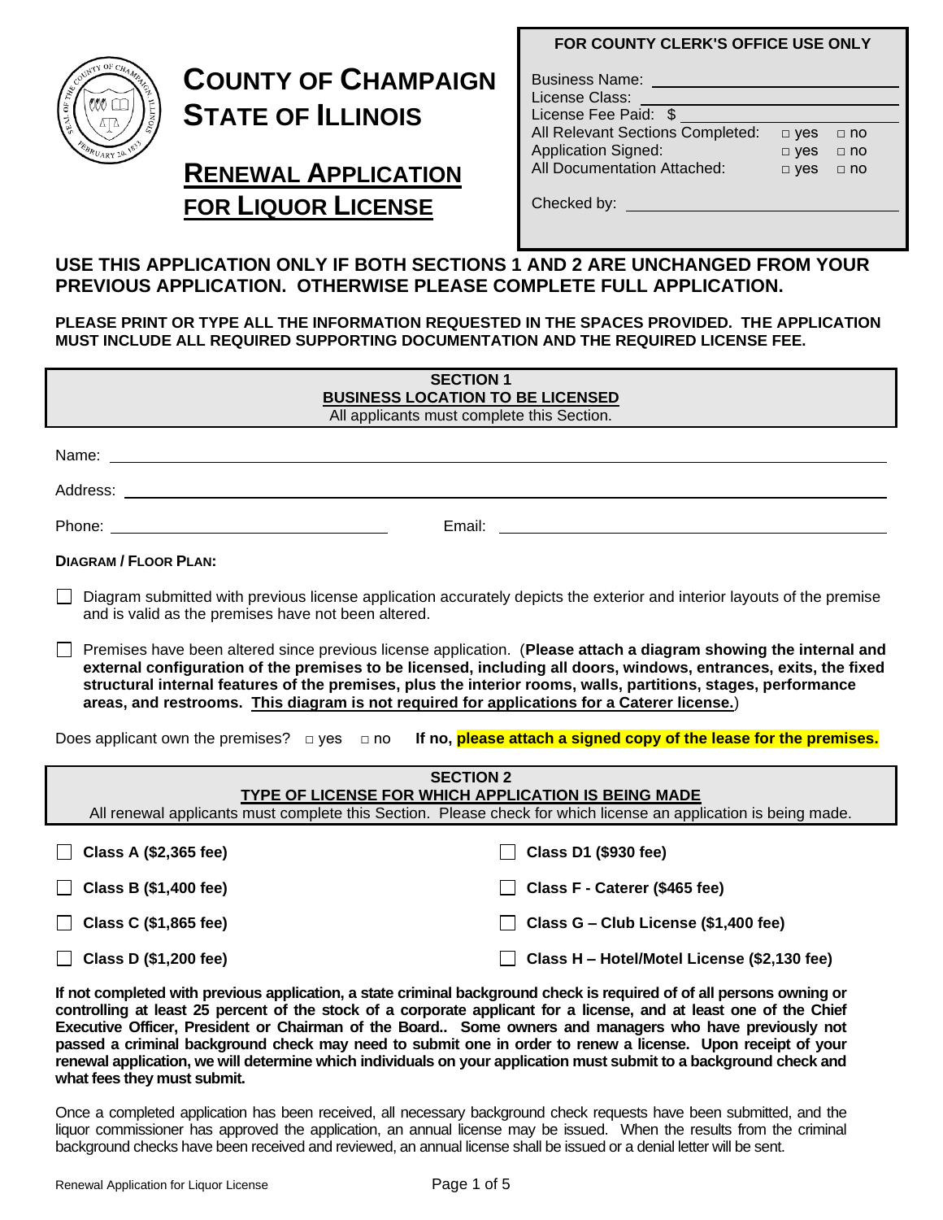# COUNTY OF CHAMPAIGN
# STATE OF ILLINOIS

## RENEWAL APPLICATION FOR LIQUOR LICENSE

**FOR COUNTY CLERK'S OFFICE USE ONLY**

Business Name: ____________________
License Class: ____________________
License Fee Paid: $ ____________________
All Relevant Sections Completed: □ yes □ no
Application Signed: □ yes □ no
All Documentation Attached: □ yes □ no

Checked by: ____________________

**USE THIS APPLICATION ONLY IF BOTH SECTIONS 1 AND 2 ARE UNCHANGED FROM YOUR PREVIOUS APPLICATION. OTHERWISE PLEASE COMPLETE FULL APPLICATION.**

**PLEASE PRINT OR TYPE ALL THE INFORMATION REQUESTED IN THE SPACES PROVIDED. THE APPLICATION MUST INCLUDE ALL REQUIRED SUPPORTING DOCUMENTATION AND THE REQUIRED LICENSE FEE.**

### SECTION 1
### BUSINESS LOCATION TO BE LICENSED

All applicants must complete this Section.

Name: ____________________

Address: ____________________

Phone: ____________________ Email: ____________________

**DIAGRAM / FLOOR PLAN:**

☐ Diagram submitted with previous license application accurately depicts the exterior and interior layouts of the premise and is valid as the premises have not been altered.

☐ Premises have been altered since previous license application. (**Please attach a diagram showing the internal and external configuration of the premises to be licensed, including all doors, windows, entrances, exits, the fixed structural internal features of the premises, plus the interior rooms, walls, partitions, stages, performance areas, and restrooms. This diagram is not required for applications for a Caterer license.**)

Does applicant own the premises? □ yes □ no **If no, please attach a signed copy of the lease for the premises.**

### SECTION 2
### TYPE OF LICENSE FOR WHICH APPLICATION IS BEING MADE

All renewal applicants must complete this Section. Please check for which license an application is being made.

☐ **Class A ($2,365 fee)**

☐ **Class B ($1,400 fee)**

☐ **Class C ($1,865 fee)**

☐ **Class D ($1,200 fee)**

☐ **Class D1 ($930 fee)**

☐ **Class F - Caterer ($465 fee)**

☐ **Class G – Club License ($1,400 fee)**

☐ **Class H – Hotel/Motel License ($2,130 fee)**

**If not completed with previous application, a state criminal background check is required of of all persons owning or controlling at least 25 percent of the stock of a corporate applicant for a license, and at least one of the Chief Executive Officer, President or Chairman of the Board.. Some owners and managers who have previously not passed a criminal background check may need to submit one in order to renew a license. Upon receipt of your renewal application, we will determine which individuals on your application must submit to a background check and what fees they must submit.**

Once a completed application has been received, all necessary background check requests have been submitted, and the liquor commissioner has approved the application, an annual license may be issued. When the results from the criminal background checks have been received and reviewed, an annual license shall be issued or a denial letter will be sent.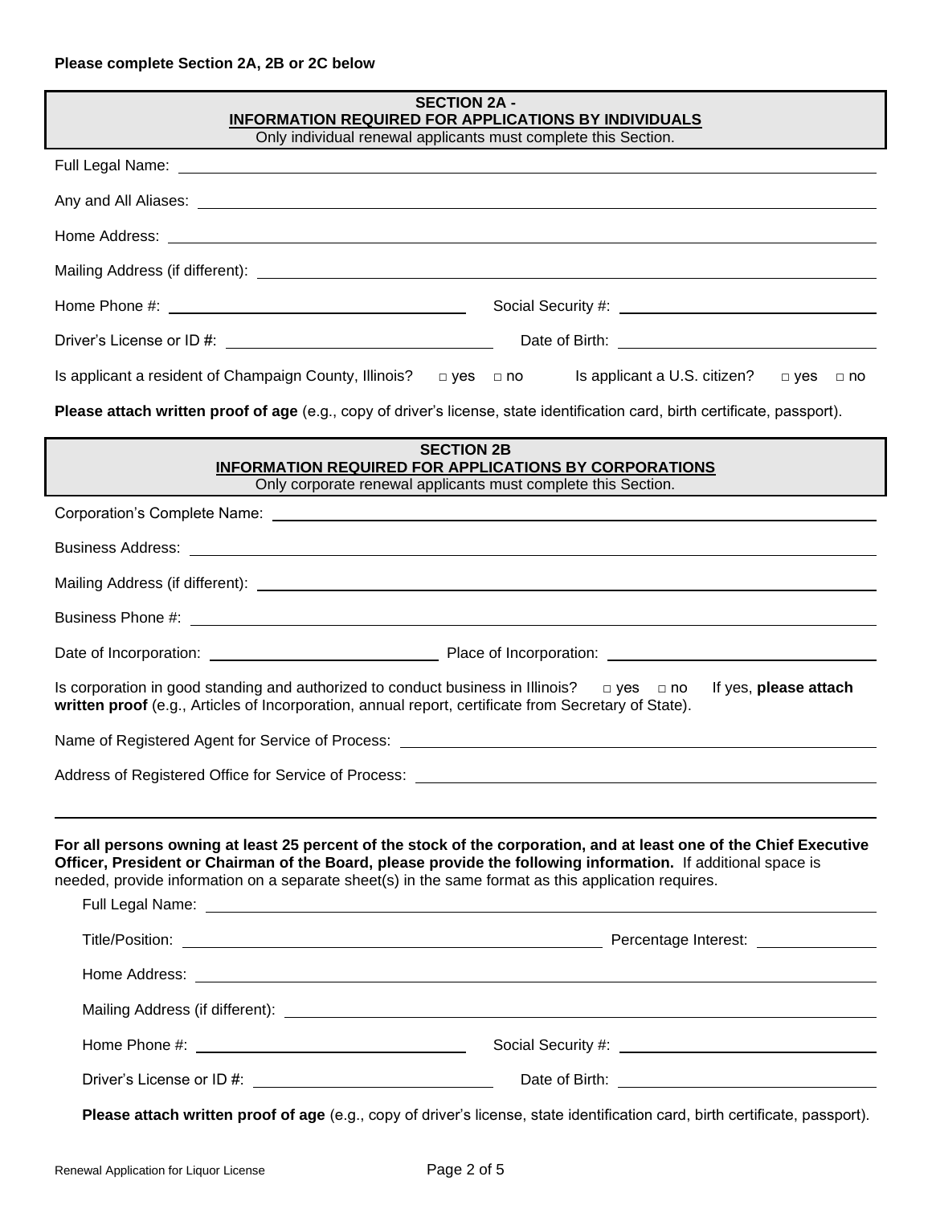**Please complete Section 2A, 2B or 2C below**

## SECTION 2A - INFORMATION REQUIRED FOR APPLICATIONS BY INDIVIDUALS

Only individual renewal applicants must complete this Section.

Full Legal Name: \_\_\_\_\_\_\_\_\_\_\_\_\_\_\_\_\_\_\_\_\_\_\_\_\_\_\_\_\_\_\_\_\_\_\_\_\_\_\_\_

Any and All Aliases: \_\_\_\_\_\_\_\_\_\_\_\_\_\_\_\_\_\_\_\_\_\_\_\_\_\_\_\_\_\_\_\_\_\_\_\_\_\_\_\_

Home Address: \_\_\_\_\_\_\_\_\_\_\_\_\_\_\_\_\_\_\_\_\_\_\_\_\_\_\_\_\_\_\_\_\_\_\_\_\_\_\_\_

Mailing Address (if different): \_\_\_\_\_\_\_\_\_\_\_\_\_\_\_\_\_\_\_\_\_\_\_\_\_\_\_\_\_\_\_\_\_\_\_\_\_\_\_\_

Home Phone #: \_\_\_\_\_\_\_\_\_\_\_\_\_\_\_\_\_\_\_\_ Social Security #: \_\_\_\_\_\_\_\_\_\_\_\_\_\_\_\_\_\_\_\_

Driver's License or ID #: \_\_\_\_\_\_\_\_\_\_\_\_\_\_\_\_\_\_\_\_ Date of Birth: \_\_\_\_\_\_\_\_\_\_\_\_\_\_\_\_\_\_\_\_

Is applicant a resident of Champaign County, Illinois? □ yes □ no Is applicant a U.S. citizen? □ yes □ no

**Please attach written proof of age** (e.g., copy of driver's license, state identification card, birth certificate, passport).

## SECTION 2B INFORMATION REQUIRED FOR APPLICATIONS BY CORPORATIONS

Only corporate renewal applicants must complete this Section.

Corporation's Complete Name: \_\_\_\_\_\_\_\_\_\_\_\_\_\_\_\_\_\_\_\_\_\_\_\_\_\_\_\_\_\_\_\_\_\_\_\_\_\_\_\_

Business Address: \_\_\_\_\_\_\_\_\_\_\_\_\_\_\_\_\_\_\_\_\_\_\_\_\_\_\_\_\_\_\_\_\_\_\_\_\_\_\_\_

Mailing Address (if different): \_\_\_\_\_\_\_\_\_\_\_\_\_\_\_\_\_\_\_\_\_\_\_\_\_\_\_\_\_\_\_\_\_\_\_\_\_\_\_\_

Business Phone #: \_\_\_\_\_\_\_\_\_\_\_\_\_\_\_\_\_\_\_\_\_\_\_\_\_\_\_\_\_\_\_\_\_\_\_\_\_\_\_\_

Date of Incorporation: \_\_\_\_\_\_\_\_\_\_\_\_\_\_\_\_\_\_\_\_ Place of Incorporation: \_\_\_\_\_\_\_\_\_\_\_\_\_\_\_\_\_\_\_\_

Is corporation in good standing and authorized to conduct business in Illinois? □ yes □ no If yes, **please attach written proof** (e.g., Articles of Incorporation, annual report, certificate from Secretary of State).

Name of Registered Agent for Service of Process: \_\_\_\_\_\_\_\_\_\_\_\_\_\_\_\_\_\_\_\_\_\_\_\_\_\_\_\_\_\_\_\_\_\_\_\_\_\_\_\_

Address of Registered Office for Service of Process: \_\_\_\_\_\_\_\_\_\_\_\_\_\_\_\_\_\_\_\_\_\_\_\_\_\_\_\_\_\_\_\_\_\_\_\_\_\_\_\_

\_\_\_\_\_\_\_\_\_\_\_\_\_\_\_\_\_\_\_\_\_\_\_\_\_\_\_\_\_\_\_\_\_\_\_\_\_\_\_\_

**For all persons owning at least 25 percent of the stock of the corporation, and at least one of the Chief Executive Officer, President or Chairman of the Board, please provide the following information.** If additional space is needed, provide information on a separate sheet(s) in the same format as this application requires.

Full Legal Name: \_\_\_\_\_\_\_\_\_\_\_\_\_\_\_\_\_\_\_\_\_\_\_\_\_\_\_\_\_\_\_\_\_\_\_\_\_\_\_\_

Title/Position: \_\_\_\_\_\_\_\_\_\_\_\_\_\_\_\_\_\_\_\_\_\_\_\_\_\_\_\_\_\_ Percentage Interest: \_\_\_\_\_\_\_\_\_\_\_\_

Home Address: \_\_\_\_\_\_\_\_\_\_\_\_\_\_\_\_\_\_\_\_\_\_\_\_\_\_\_\_\_\_\_\_\_\_\_\_\_\_\_\_

Mailing Address (if different): \_\_\_\_\_\_\_\_\_\_\_\_\_\_\_\_\_\_\_\_\_\_\_\_\_\_\_\_\_\_\_\_\_\_\_\_\_\_\_\_

Home Phone #: \_\_\_\_\_\_\_\_\_\_\_\_\_\_\_\_\_\_\_\_ Social Security #: \_\_\_\_\_\_\_\_\_\_\_\_\_\_\_\_\_\_\_\_

Driver's License or ID #: \_\_\_\_\_\_\_\_\_\_\_\_\_\_\_\_\_\_\_\_ Date of Birth: \_\_\_\_\_\_\_\_\_\_\_\_\_\_\_\_\_\_\_\_

**Please attach written proof of age** (e.g., copy of driver's license, state identification card, birth certificate, passport).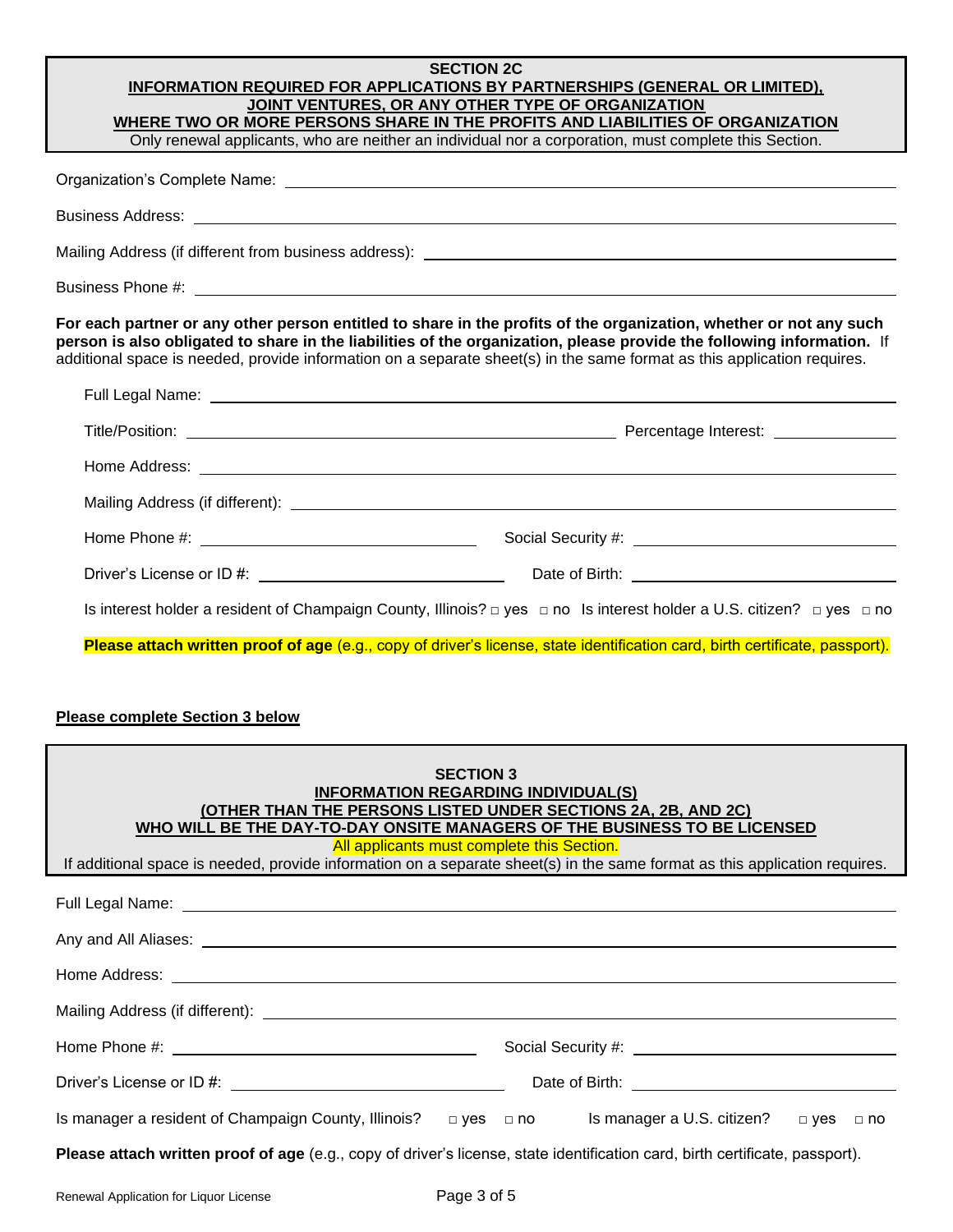### SECTION 2C

### INFORMATION REQUIRED FOR APPLICATIONS BY PARTNERSHIPS (GENERAL OR LIMITED), JOINT VENTURES, OR ANY OTHER TYPE OF ORGANIZATION WHERE TWO OR MORE PERSONS SHARE IN THE PROFITS AND LIABILITIES OF ORGANIZATION

Only renewal applicants, who are neither an individual nor a corporation, must complete this Section.

Organization's Complete Name: ______________________________

Business Address: ______________________________

Mailing Address (if different from business address): ______________________________

Business Phone #: ______________________________

**For each partner or any other person entitled to share in the profits of the organization, whether or not any such person is also obligated to share in the liabilities of the organization, please provide the following information.** If additional space is needed, provide information on a separate sheet(s) in the same format as this application requires.

Full Legal Name: ______________________________

Title/Position: ______________________________ Percentage Interest: ______________

Home Address: ______________________________

Mailing Address (if different): ______________________________

Home Phone #: ______________________________ Social Security #: ______________________________

Driver's License or ID #: ______________________________ Date of Birth: ______________________________

Is interest holder a resident of Champaign County, Illinois? □ yes □ no Is interest holder a U.S. citizen? □ yes □ no

**Please attach written proof of age** (e.g., copy of driver's license, state identification card, birth certificate, passport).

**Please complete Section 3 below**

### SECTION 3

### INFORMATION REGARDING INDIVIDUAL(S) (OTHER THAN THE PERSONS LISTED UNDER SECTIONS 2A, 2B, AND 2C) WHO WILL BE THE DAY-TO-DAY ONSITE MANAGERS OF THE BUSINESS TO BE LICENSED

All applicants must complete this Section.

If additional space is needed, provide information on a separate sheet(s) in the same format as this application requires.

Full Legal Name: ______________________________

Any and All Aliases: ______________________________

Home Address: ______________________________

Mailing Address (if different): ______________________________

Home Phone #: ______________________________ Social Security #: ______________________________

Driver's License or ID #: ______________________________ Date of Birth: ______________________________

Is manager a resident of Champaign County, Illinois? □ yes □ no Is manager a U.S. citizen? □ yes □ no

**Please attach written proof of age** (e.g., copy of driver's license, state identification card, birth certificate, passport).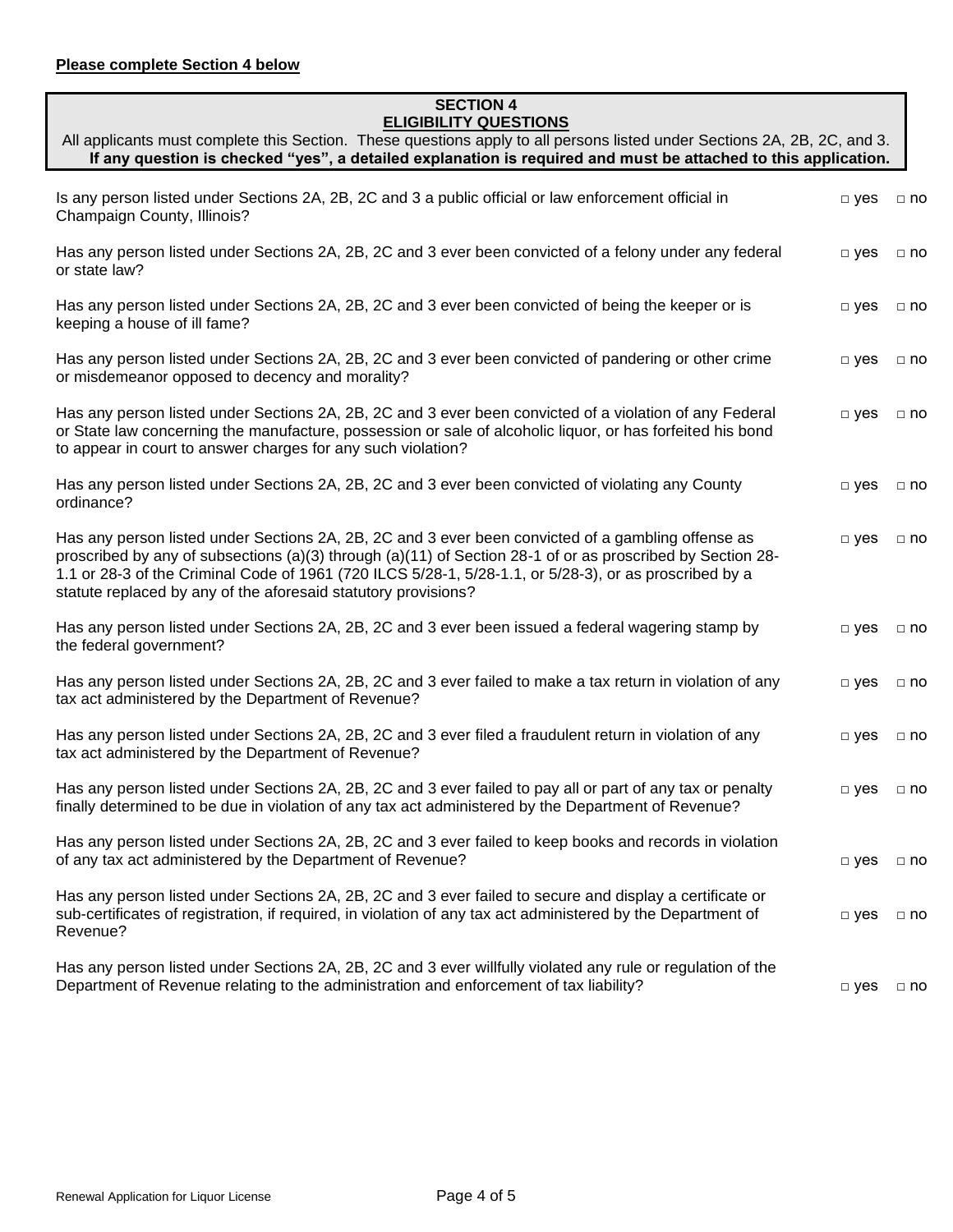**Please complete Section 4 below**

## SECTION 4
### ELIGIBILITY QUESTIONS

All applicants must complete this Section. These questions apply to all persons listed under Sections 2A, 2B, 2C, and 3. **If any question is checked "yes", a detailed explanation is required and must be attached to this application.**

| Question | | |
|---|---|---|
| Is any person listed under Sections 2A, 2B, 2C and 3 a public official or law enforcement official in Champaign County, Illinois? | □ yes | □ no |
| Has any person listed under Sections 2A, 2B, 2C and 3 ever been convicted of a felony under any federal or state law? | □ yes | □ no |
| Has any person listed under Sections 2A, 2B, 2C and 3 ever been convicted of being the keeper or is keeping a house of ill fame? | □ yes | □ no |
| Has any person listed under Sections 2A, 2B, 2C and 3 ever been convicted of pandering or other crime or misdemeanor opposed to decency and morality? | □ yes | □ no |
| Has any person listed under Sections 2A, 2B, 2C and 3 ever been convicted of a violation of any Federal or State law concerning the manufacture, possession or sale of alcoholic liquor, or has forfeited his bond to appear in court to answer charges for any such violation? | □ yes | □ no |
| Has any person listed under Sections 2A, 2B, 2C and 3 ever been convicted of violating any County ordinance? | □ yes | □ no |
| Has any person listed under Sections 2A, 2B, 2C and 3 ever been convicted of a gambling offense as proscribed by any of subsections (a)(3) through (a)(11) of Section 28-1 of or as proscribed by Section 28-1.1 or 28-3 of the Criminal Code of 1961 (720 ILCS 5/28-1, 5/28-1.1, or 5/28-3), or as proscribed by a statute replaced by any of the aforesaid statutory provisions? | □ yes | □ no |
| Has any person listed under Sections 2A, 2B, 2C and 3 ever been issued a federal wagering stamp by the federal government? | □ yes | □ no |
| Has any person listed under Sections 2A, 2B, 2C and 3 ever failed to make a tax return in violation of any tax act administered by the Department of Revenue? | □ yes | □ no |
| Has any person listed under Sections 2A, 2B, 2C and 3 ever filed a fraudulent return in violation of any tax act administered by the Department of Revenue? | □ yes | □ no |
| Has any person listed under Sections 2A, 2B, 2C and 3 ever failed to pay all or part of any tax or penalty finally determined to be due in violation of any tax act administered by the Department of Revenue? | □ yes | □ no |
| Has any person listed under Sections 2A, 2B, 2C and 3 ever failed to keep books and records in violation of any tax act administered by the Department of Revenue? | □ yes | □ no |
| Has any person listed under Sections 2A, 2B, 2C and 3 ever failed to secure and display a certificate or sub-certificates of registration, if required, in violation of any tax act administered by the Department of Revenue? | □ yes | □ no |
| Has any person listed under Sections 2A, 2B, 2C and 3 ever willfully violated any rule or regulation of the Department of Revenue relating to the administration and enforcement of tax liability? | □ yes | □ no |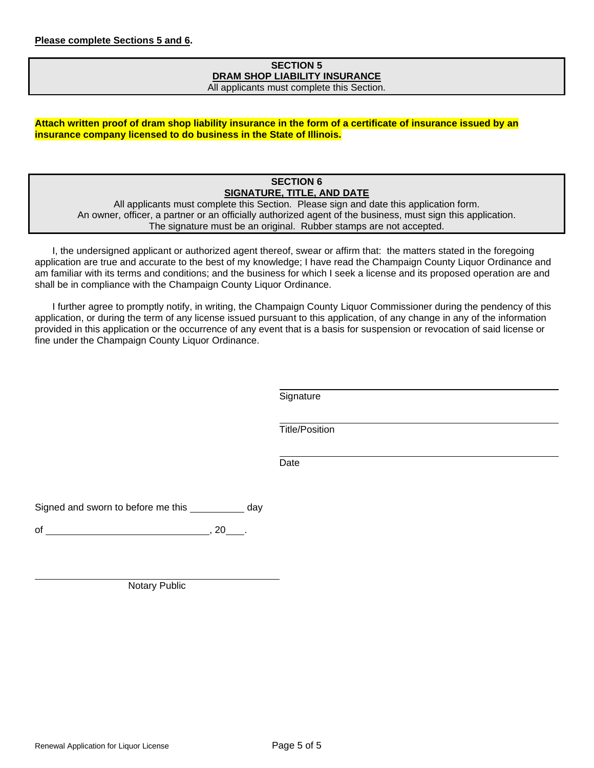**Please complete Sections 5 and 6.**

## SECTION 5
## DRAM SHOP LIABILITY INSURANCE

All applicants must complete this Section.

**Attach written proof of dram shop liability insurance in the form of a certificate of insurance issued by an insurance company licensed to do business in the State of Illinois.**

## SECTION 6
## SIGNATURE, TITLE, AND DATE

All applicants must complete this Section. Please sign and date this application form.
An owner, officer, a partner or an officially authorized agent of the business, must sign this application.
The signature must be an original. Rubber stamps are not accepted.

I, the undersigned applicant or authorized agent thereof, swear or affirm that: the matters stated in the foregoing application are true and accurate to the best of my knowledge; I have read the Champaign County Liquor Ordinance and am familiar with its terms and conditions; and the business for which I seek a license and its proposed operation are and shall be in compliance with the Champaign County Liquor Ordinance.

I further agree to promptly notify, in writing, the Champaign County Liquor Commissioner during the pendency of this application, or during the term of any license issued pursuant to this application, of any change in any of the information provided in this application or the occurrence of any event that is a basis for suspension or revocation of said license or fine under the Champaign County Liquor Ordinance.

\_\_\_\_\_\_\_\_\_\_\_\_\_\_\_\_\_\_\_\_\_\_\_\_\_\_\_\_\_\_\_\_\_\_\_\_\_\_\_\_
Signature

\_\_\_\_\_\_\_\_\_\_\_\_\_\_\_\_\_\_\_\_\_\_\_\_\_\_\_\_\_\_\_\_\_\_\_\_\_\_\_\_
Title/Position

\_\_\_\_\_\_\_\_\_\_\_\_\_\_\_\_\_\_\_\_\_\_\_\_\_\_\_\_\_\_\_\_\_\_\_\_\_\_\_\_
Date

Signed and sworn to before me this \_\_\_\_\_\_\_\_\_\_ day

of \_\_\_\_\_\_\_\_\_\_\_\_\_\_\_\_\_\_\_\_\_\_\_\_\_\_\_\_\_\_, 20\_\_\_.

\_\_\_\_\_\_\_\_\_\_\_\_\_\_\_\_\_\_\_\_\_\_\_\_\_\_\_\_\_\_\_\_\_\_\_\_\_\_\_\_
Notary Public

Renewal Application for Liquor License